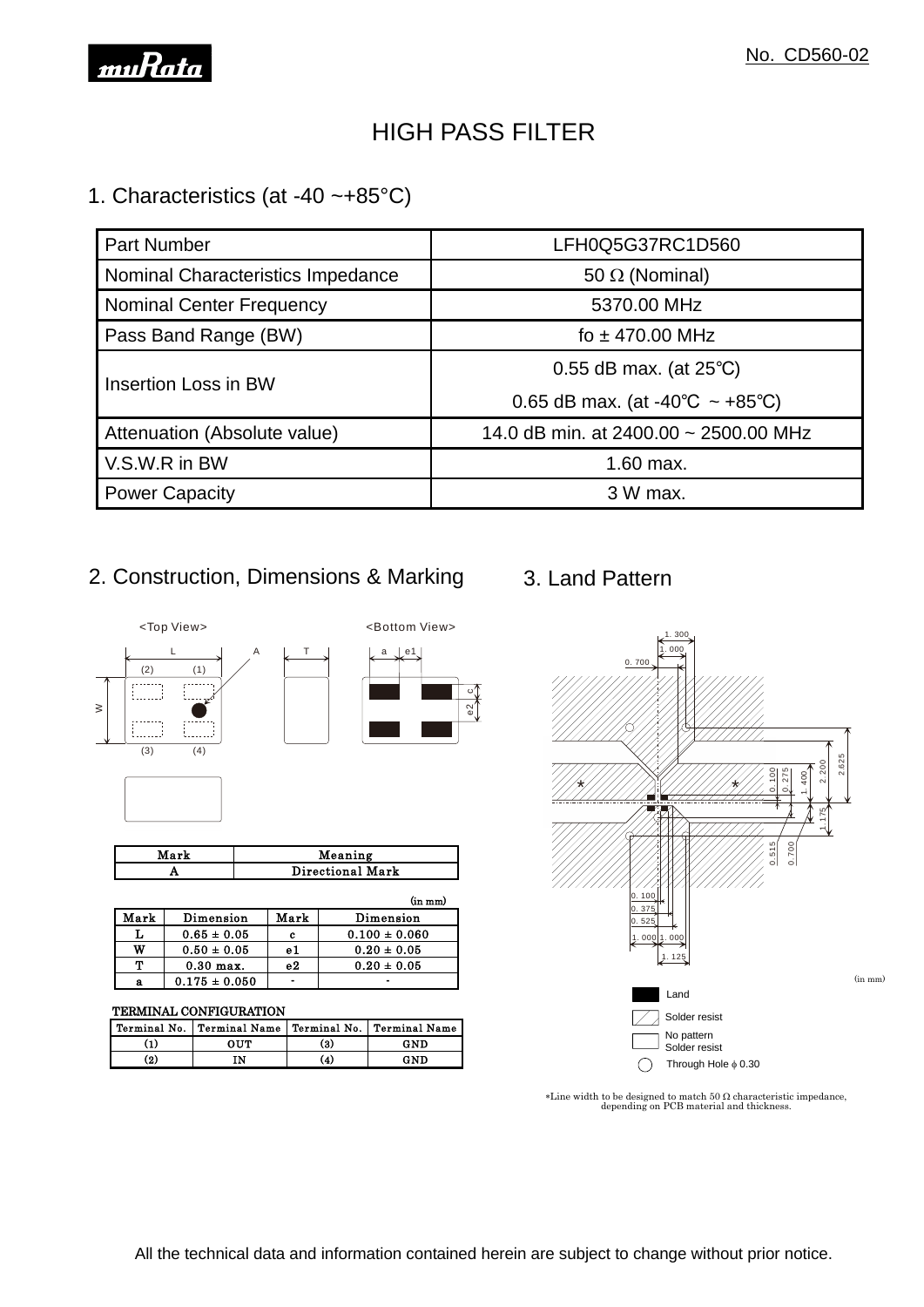No. CD560-02

# HIGH PASS FILTER

## 1. Characteristics (at -40 ~+85°C)

| Part Number | LFH0Q5G37RC1D560 |
|---|---|
| Nominal Characteristics Impedance | 50 Ω (Nominal) |
| Nominal Center Frequency | 5370.00 MHz |
| Pass Band Range (BW) | fo ± 470.00 MHz |
| Insertion Loss in BW | 0.55 dB max. (at 25℃)<br>0.65 dB max. (at -40℃ ~ +85℃) |
| Attenuation (Absolute value) | 14.0 dB min. at 2400.00 ~ 2500.00 MHz |
| V.S.W.R in BW | 1.60 max. |
| Power Capacity | 3 W max. |

## 2. Construction, Dimensions & Marking

<Top View>　<Bottom View>

| Mark | Meaning |
|---|---|
| A | Directional Mark |

(in mm)

| Mark | Dimension | Mark | Dimension |
|---|---|---|---|
| L | 0.65 ± 0.05 | c | 0.100 ± 0.060 |
| W | 0.50 ± 0.05 | e1 | 0.20 ± 0.05 |
| T | 0.30 max. | e2 | 0.20 ± 0.05 |
| a | 0.175 ± 0.050 | - | - |

TERMINAL CONFIGURATION

| Terminal No. | Terminal Name | Terminal No. | Terminal Name |
|---|---|---|---|
| (1) | OUT | (3) | GND |
| (2) | IN | (4) | GND |

## 3. Land Pattern

(in mm)

Land

Solder resist

No pattern Solder resist

Through Hole ϕ 0.30

*Line width to be designed to match 50 Ω characteristic impedance, depending on PCB material and thickness.

All the technical data and information contained herein are subject to change without prior notice.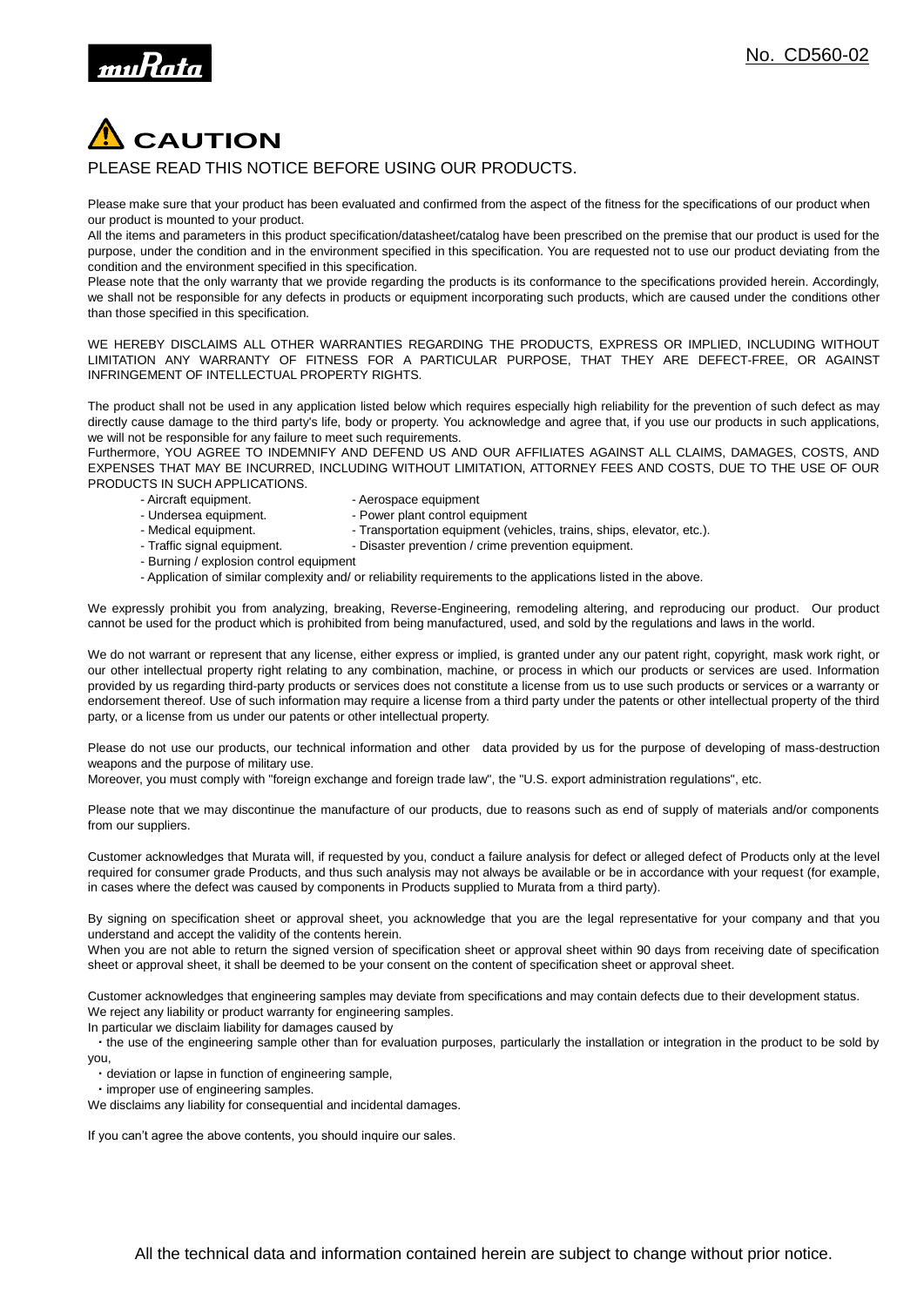# ⚠ CAUTION

PLEASE READ THIS NOTICE BEFORE USING OUR PRODUCTS.

Please make sure that your product has been evaluated and confirmed from the aspect of the fitness for the specifications of our product when our product is mounted to your product.
All the items and parameters in this product specification/datasheet/catalog have been prescribed on the premise that our product is used for the purpose, under the condition and in the environment specified in this specification. You are requested not to use our product deviating from the condition and the environment specified in this specification.
Please note that the only warranty that we provide regarding the products is its conformance to the specifications provided herein. Accordingly, we shall not be responsible for any defects in products or equipment incorporating such products, which are caused under the conditions other than those specified in this specification.

WE HEREBY DISCLAIMS ALL OTHER WARRANTIES REGARDING THE PRODUCTS, EXPRESS OR IMPLIED, INCLUDING WITHOUT LIMITATION ANY WARRANTY OF FITNESS FOR A PARTICULAR PURPOSE, THAT THEY ARE DEFECT-FREE, OR AGAINST INFRINGEMENT OF INTELLECTUAL PROPERTY RIGHTS.

The product shall not be used in any application listed below which requires especially high reliability for the prevention of such defect as may directly cause damage to the third party's life, body or property. You acknowledge and agree that, if you use our products in such applications, we will not be responsible for any failure to meet such requirements.
Furthermore, YOU AGREE TO INDEMNIFY AND DEFEND US AND OUR AFFILIATES AGAINST ALL CLAIMS, DAMAGES, COSTS, AND EXPENSES THAT MAY BE INCURRED, INCLUDING WITHOUT LIMITATION, ATTORNEY FEES AND COSTS, DUE TO THE USE OF OUR PRODUCTS IN SUCH APPLICATIONS.

- Aircraft equipment.
- Aerospace equipment
- Undersea equipment.
- Power plant control equipment
- Medical equipment.
- Transportation equipment (vehicles, trains, ships, elevator, etc.).
- Traffic signal equipment.
- Disaster prevention / crime prevention equipment.
- Burning / explosion control equipment
- Application of similar complexity and/ or reliability requirements to the applications listed in the above.

We expressly prohibit you from analyzing, breaking, Reverse-Engineering, remodeling altering, and reproducing our product. Our product cannot be used for the product which is prohibited from being manufactured, used, and sold by the regulations and laws in the world.

We do not warrant or represent that any license, either express or implied, is granted under any our patent right, copyright, mask work right, or our other intellectual property right relating to any combination, machine, or process in which our products or services are used. Information provided by us regarding third-party products or services does not constitute a license from us to use such products or services or a warranty or endorsement thereof. Use of such information may require a license from a third party under the patents or other intellectual property of the third party, or a license from us under our patents or other intellectual property.

Please do not use our products, our technical information and other data provided by us for the purpose of developing of mass-destruction weapons and the purpose of military use.
Moreover, you must comply with "foreign exchange and foreign trade law", the "U.S. export administration regulations", etc.

Please note that we may discontinue the manufacture of our products, due to reasons such as end of supply of materials and/or components from our suppliers.

Customer acknowledges that Murata will, if requested by you, conduct a failure analysis for defect or alleged defect of Products only at the level required for consumer grade Products, and thus such analysis may not always be available or be in accordance with your request (for example, in cases where the defect was caused by components in Products supplied to Murata from a third party).

By signing on specification sheet or approval sheet, you acknowledge that you are the legal representative for your company and that you understand and accept the validity of the contents herein.
When you are not able to return the signed version of specification sheet or approval sheet within 90 days from receiving date of specification sheet or approval sheet, it shall be deemed to be your consent on the content of specification sheet or approval sheet.

Customer acknowledges that engineering samples may deviate from specifications and may contain defects due to their development status.
We reject any liability or product warranty for engineering samples.
In particular we disclaim liability for damages caused by

・the use of the engineering sample other than for evaluation purposes, particularly the installation or integration in the product to be sold by you,
・deviation or lapse in function of engineering sample,
・improper use of engineering samples.

We disclaims any liability for consequential and incidental damages.

If you can't agree the above contents, you should inquire our sales.

All the technical data and information contained herein are subject to change without prior notice.